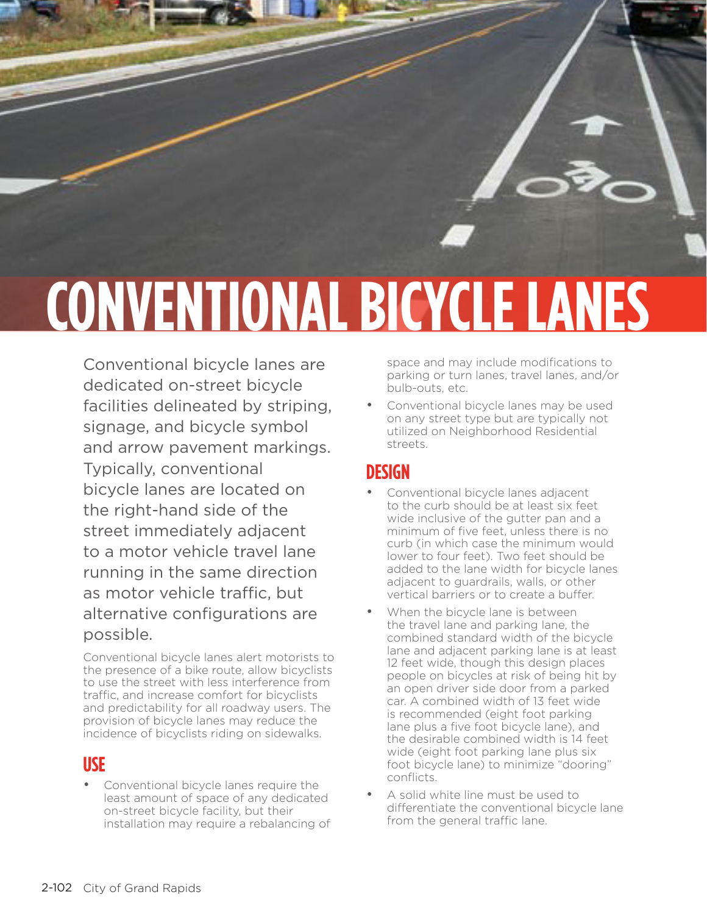# CONVENTIONAL BICYCLE LANES

Conventional bicycle lanes are dedicated on-street bicycle facilities delineated by striping, signage, and bicycle symbol and arrow pavement markings. Typically, conventional bicycle lanes are located on the right-hand side of the street immediately adjacent to a motor vehicle travel lane running in the same direction as motor vehicle traffic, but alternative configurations are possible.

Conventional bicycle lanes alert motorists to the presence of a bike route, allow bicyclists to use the street with less interference from traffic, and increase comfort for bicyclists and predictability for all roadway users. The provision of bicycle lanes may reduce the incidence of bicyclists riding on sidewalks.

## USE

- Conventional bicycle lanes require the least amount of space of any dedicated on-street bicycle facility, but their installation may require a rebalancing of space and may include modifications to parking or turn lanes, travel lanes, and/or bulb-outs, etc.
- Conventional bicycle lanes may be used on any street type but are typically not utilized on Neighborhood Residential streets.

## DESIGN

- Conventional bicycle lanes adjacent to the curb should be at least six feet wide inclusive of the gutter pan and a minimum of five feet, unless there is no curb (in which case the minimum would lower to four feet). Two feet should be added to the lane width for bicycle lanes adjacent to guardrails, walls, or other vertical barriers or to create a buffer.
- When the bicycle lane is between the travel lane and parking lane, the combined standard width of the bicycle lane and adjacent parking lane is at least 12 feet wide, though this design places people on bicycles at risk of being hit by an open driver side door from a parked car. A combined width of 13 feet wide is recommended (eight foot parking lane plus a five foot bicycle lane), and the desirable combined width is 14 feet wide (eight foot parking lane plus six foot bicycle lane) to minimize "dooring" conflicts.
- A solid white line must be used to differentiate the conventional bicycle lane from the general traffic lane.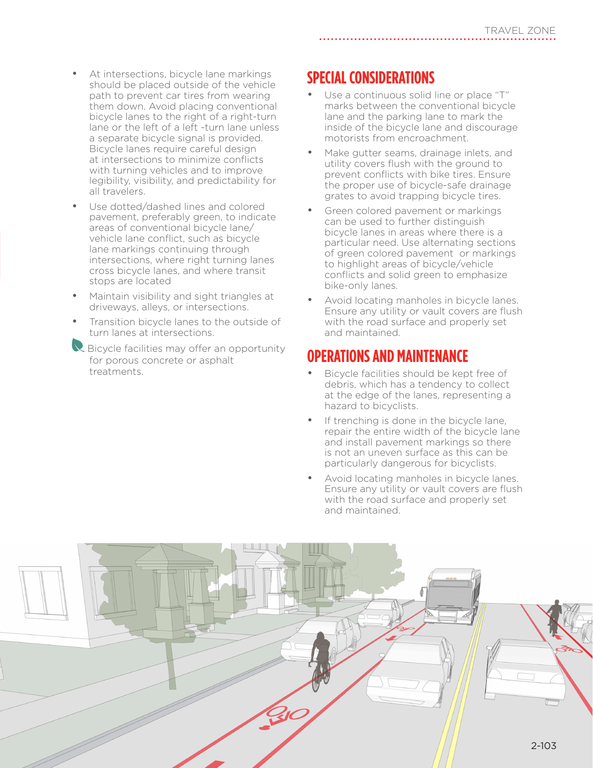- At intersections, bicycle lane markings should be placed outside of the vehicle path to prevent car tires from wearing them down. Avoid placing conventional bicycle lanes to the right of a right-turn lane or the left of a left -turn lane unless a separate bicycle signal is provided. Bicycle lanes require careful design at intersections to minimize conflicts with turning vehicles and to improve legibility, visibility, and predictability for all travelers.
- Use dotted/dashed lines and colored pavement, preferably green, to indicate areas of conventional bicycle lane/ vehicle lane conflict, such as bicycle lane markings continuing through intersections, where right turning lanes cross bicycle lanes, and where transit stops are located
- Maintain visibility and sight triangles at driveways, alleys, or intersections.
- Transition bicycle lanes to the outside of turn lanes at intersections.

Bicycle facilities may offer an opportunity for porous concrete or asphalt treatments.

## SPECIAL CONSIDERATIONS

- Use a continuous solid line or place "T" marks between the conventional bicycle lane and the parking lane to mark the inside of the bicycle lane and discourage motorists from encroachment.
- Make gutter seams, drainage inlets, and utility covers flush with the ground to prevent conflicts with bike tires. Ensure the proper use of bicycle-safe drainage grates to avoid trapping bicycle tires.
- Green colored pavement or markings can be used to further distinguish bicycle lanes in areas where there is a particular need. Use alternating sections of green colored pavement or markings to highlight areas of bicycle/vehicle conflicts and solid green to emphasize bike-only lanes.
- Avoid locating manholes in bicycle lanes. Ensure any utility or vault covers are flush with the road surface and properly set and maintained.

## OPERATIONS AND MAINTENANCE

- Bicycle facilities should be kept free of debris, which has a tendency to collect at the edge of the lanes, representing a hazard to bicyclists.
- If trenching is done in the bicycle lane, repair the entire width of the bicycle lane and install pavement markings so there is not an uneven surface as this can be particularly dangerous for bicyclists.
- Avoid locating manholes in bicycle lanes. Ensure any utility or vault covers are flush with the road surface and properly set and maintained.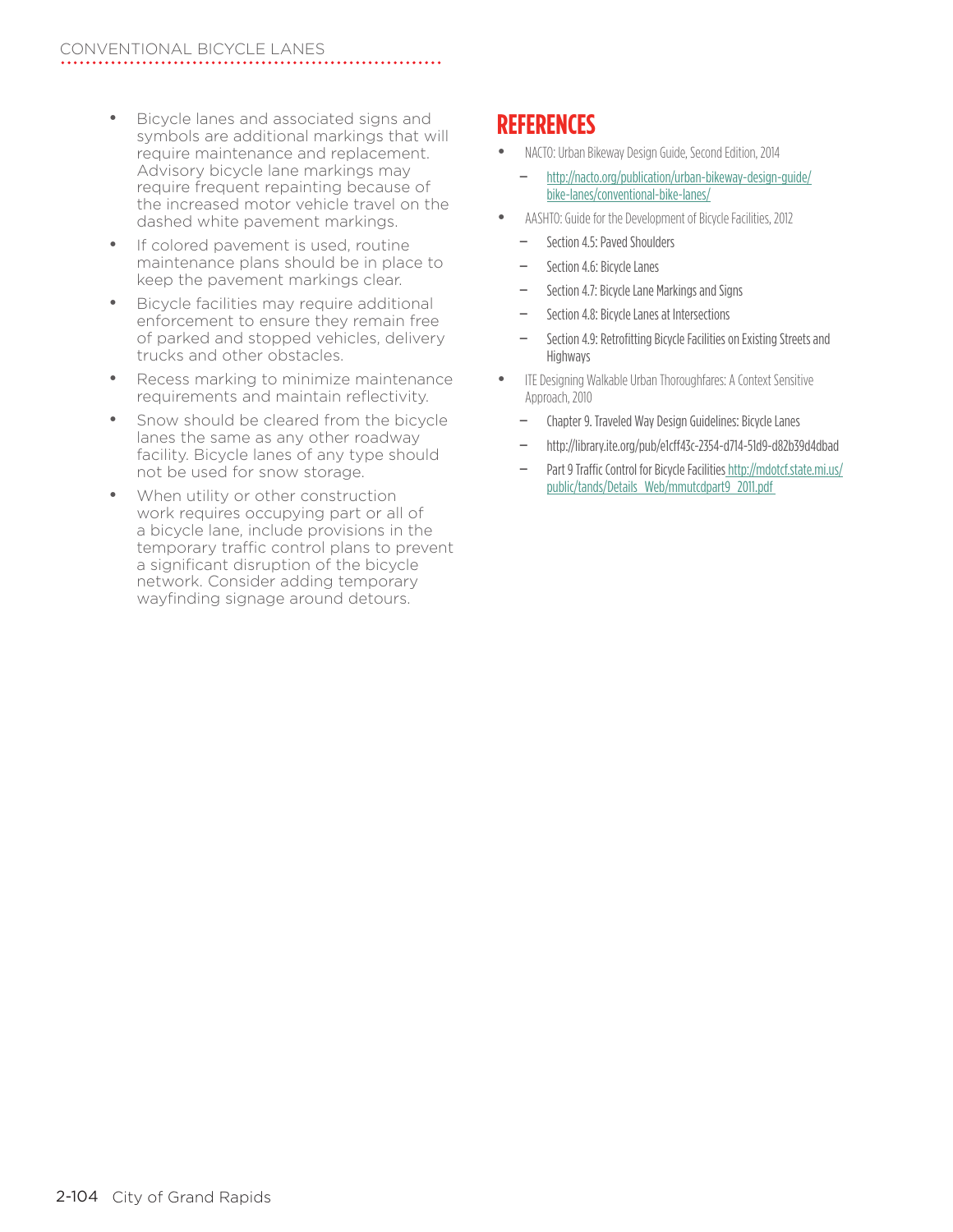- Bicycle lanes and associated signs and symbols are additional markings that will require maintenance and replacement. Advisory bicycle lane markings may require frequent repainting because of the increased motor vehicle travel on the dashed white pavement markings.
- If colored pavement is used, routine maintenance plans should be in place to keep the pavement markings clear.
- Bicycle facilities may require additional enforcement to ensure they remain free of parked and stopped vehicles, delivery trucks and other obstacles.
- Recess marking to minimize maintenance requirements and maintain reflectivity.
- Snow should be cleared from the bicycle lanes the same as any other roadway facility. Bicycle lanes of any type should not be used for snow storage.
- When utility or other construction work requires occupying part or all of a bicycle lane, include provisions in the temporary traffic control plans to prevent a significant disruption of the bicycle network. Consider adding temporary wayfinding signage around detours.

## REFERENCES

- NACTO: Urban Bikeway Design Guide, Second Edition, 2014
  - http://nacto.org/publication/urban-bikeway-design-guide/bike-lanes/conventional-bike-lanes/
- AASHTO: Guide for the Development of Bicycle Facilities, 2012
  - Section 4.5: Paved Shoulders
  - Section 4.6: Bicycle Lanes
  - Section 4.7: Bicycle Lane Markings and Signs
  - Section 4.8: Bicycle Lanes at Intersections
  - Section 4.9: Retrofitting Bicycle Facilities on Existing Streets and Highways
- ITE Designing Walkable Urban Thoroughfares: A Context Sensitive Approach, 2010
  - Chapter 9. Traveled Way Design Guidelines: Bicycle Lanes
  - http://library.ite.org/pub/e1cff43c-2354-d714-51d9-d82b39d4dbad
  - Part 9 Traffic Control for Bicycle Facilities http://mdotcf.state.mi.us/public/tands/Details_Web/mmutcdpart9_2011.pdf